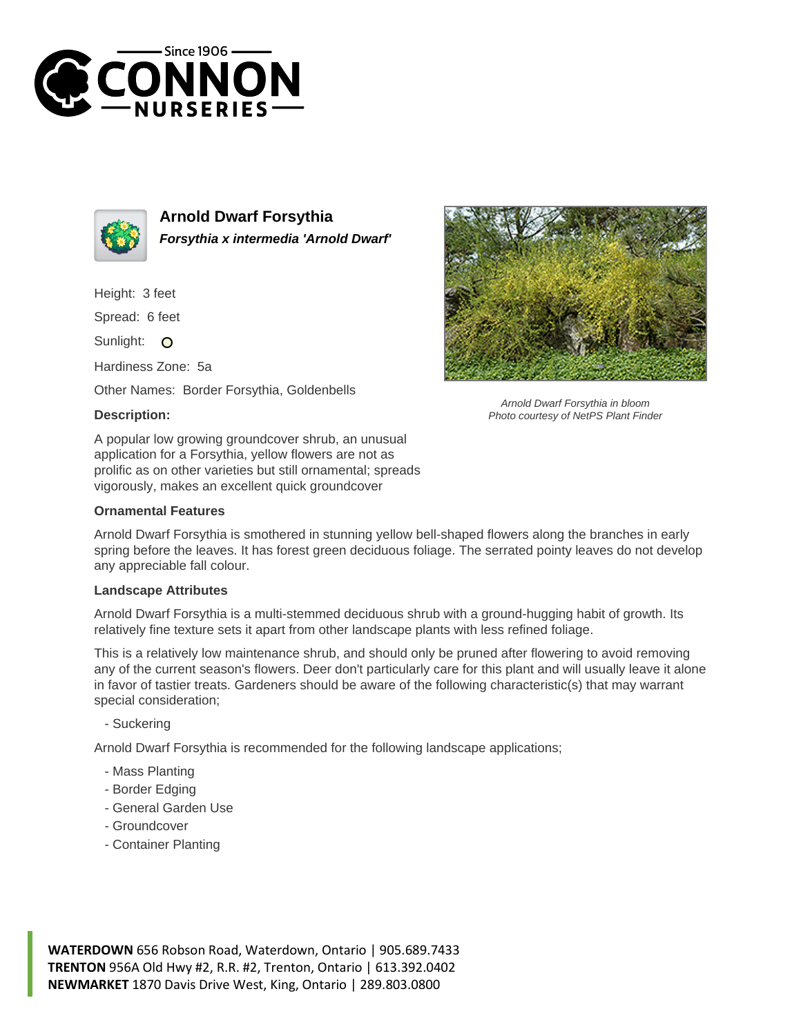# Arnold Dwarf Forsythia

***Forsythia x intermedia 'Arnold Dwarf'***

Height: 3 feet

Spread: 6 feet

Sunlight: O

Hardiness Zone: 5a

Other Names: Border Forsythia, Goldenbells

*Arnold Dwarf Forsythia in bloom*
*Photo courtesy of NetPS Plant Finder*

### Description:

A popular low growing groundcover shrub, an unusual application for a Forsythia, yellow flowers are not as prolific as on other varieties but still ornamental; spreads vigorously, makes an excellent quick groundcover

### Ornamental Features

Arnold Dwarf Forsythia is smothered in stunning yellow bell-shaped flowers along the branches in early spring before the leaves. It has forest green deciduous foliage. The serrated pointy leaves do not develop any appreciable fall colour.

### Landscape Attributes

Arnold Dwarf Forsythia is a multi-stemmed deciduous shrub with a ground-hugging habit of growth. Its relatively fine texture sets it apart from other landscape plants with less refined foliage.

This is a relatively low maintenance shrub, and should only be pruned after flowering to avoid removing any of the current season's flowers. Deer don't particularly care for this plant and will usually leave it alone in favor of tastier treats. Gardeners should be aware of the following characteristic(s) that may warrant special consideration;

- Suckering

Arnold Dwarf Forsythia is recommended for the following landscape applications;

- Mass Planting
- Border Edging
- General Garden Use
- Groundcover
- Container Planting

**WATERDOWN** 656 Robson Road, Waterdown, Ontario | 905.689.7433
**TRENTON** 956A Old Hwy #2, R.R. #2, Trenton, Ontario | 613.392.0402
**NEWMARKET** 1870 Davis Drive West, King, Ontario | 289.803.0800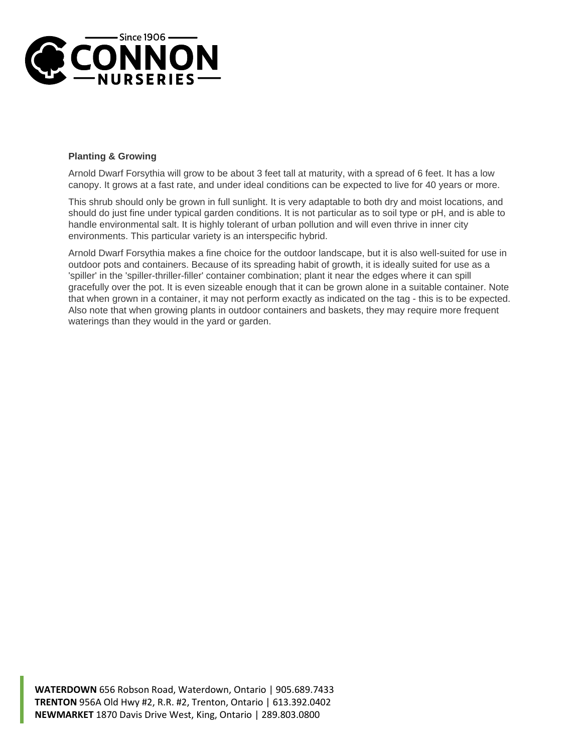### Planting & Growing

Arnold Dwarf Forsythia will grow to be about 3 feet tall at maturity, with a spread of 6 feet. It has a low canopy. It grows at a fast rate, and under ideal conditions can be expected to live for 40 years or more.

This shrub should only be grown in full sunlight. It is very adaptable to both dry and moist locations, and should do just fine under typical garden conditions. It is not particular as to soil type or pH, and is able to handle environmental salt. It is highly tolerant of urban pollution and will even thrive in inner city environments. This particular variety is an interspecific hybrid.

Arnold Dwarf Forsythia makes a fine choice for the outdoor landscape, but it is also well-suited for use in outdoor pots and containers. Because of its spreading habit of growth, it is ideally suited for use as a 'spiller' in the 'spiller-thriller-filler' container combination; plant it near the edges where it can spill gracefully over the pot. It is even sizeable enough that it can be grown alone in a suitable container. Note that when grown in a container, it may not perform exactly as indicated on the tag - this is to be expected. Also note that when growing plants in outdoor containers and baskets, they may require more frequent waterings than they would in the yard or garden.